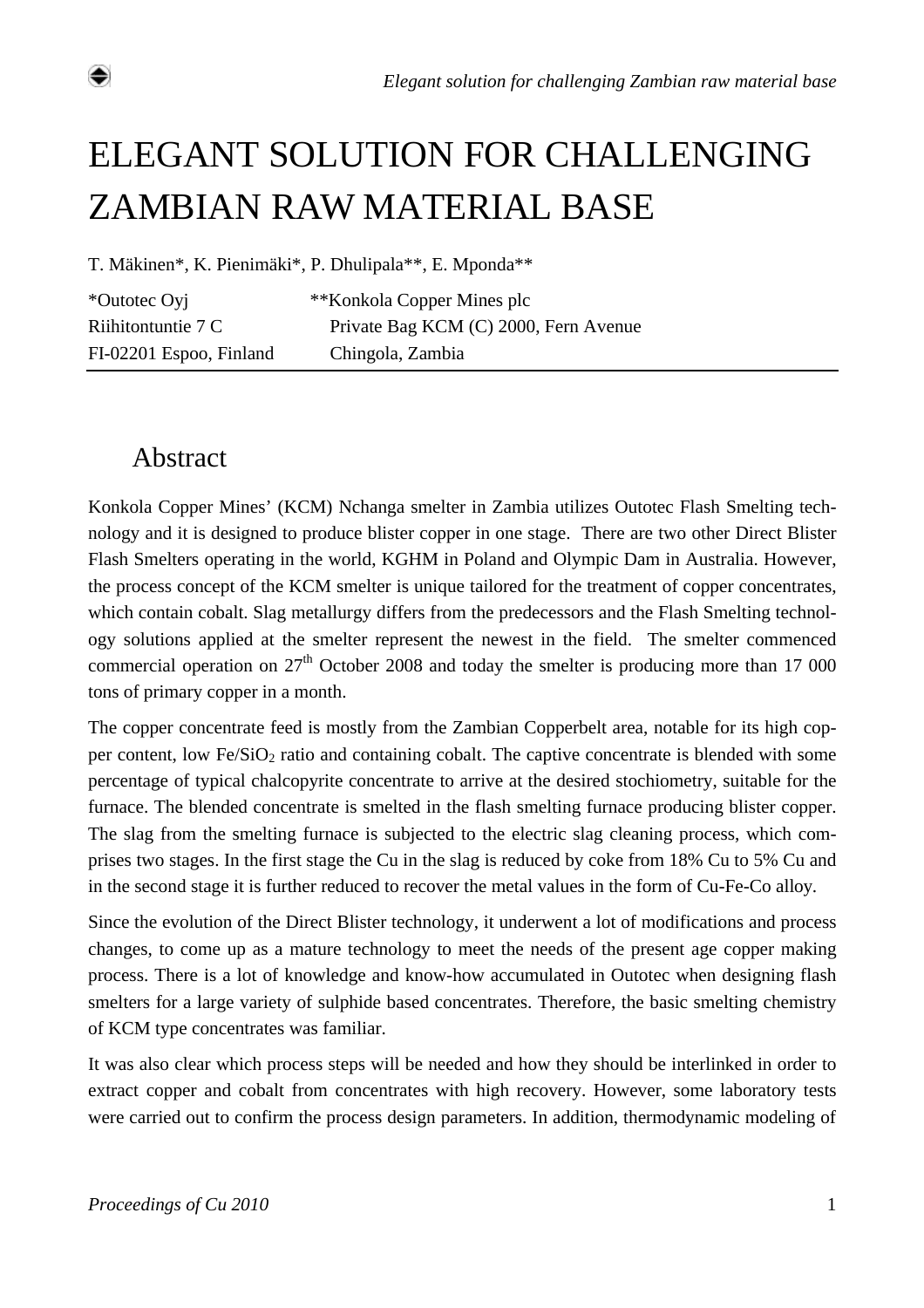# ELEGANT SOLUTION FOR CHALLENGING ZAMBIAN RAW MATERIAL BASE

T. Mäkinen*, K. Pienimäki*, P. Dhulipala**, E. Mponda**

*Outotec Oyj
Riihitontuntie 7 C
FI-02201 Espoo, Finland

**Konkola Copper Mines plc
Private Bag KCM (C) 2000, Fern Avenue
Chingola, Zambia

## Abstract

Konkola Copper Mines' (KCM) Nchanga smelter in Zambia utilizes Outotec Flash Smelting technology and it is designed to produce blister copper in one stage. There are two other Direct Blister Flash Smelters operating in the world, KGHM in Poland and Olympic Dam in Australia. However, the process concept of the KCM smelter is unique tailored for the treatment of copper concentrates, which contain cobalt. Slag metallurgy differs from the predecessors and the Flash Smelting technology solutions applied at the smelter represent the newest in the field. The smelter commenced commercial operation on 27th October 2008 and today the smelter is producing more than 17 000 tons of primary copper in a month.

The copper concentrate feed is mostly from the Zambian Copperbelt area, notable for its high copper content, low $Fe/SiO_2$ ratio and containing cobalt. The captive concentrate is blended with some percentage of typical chalcopyrite concentrate to arrive at the desired stochiometry, suitable for the furnace. The blended concentrate is smelted in the flash smelting furnace producing blister copper. The slag from the smelting furnace is subjected to the electric slag cleaning process, which comprises two stages. In the first stage the Cu in the slag is reduced by coke from 18% Cu to 5% Cu and in the second stage it is further reduced to recover the metal values in the form of Cu-Fe-Co alloy.

Since the evolution of the Direct Blister technology, it underwent a lot of modifications and process changes, to come up as a mature technology to meet the needs of the present age copper making process. There is a lot of knowledge and know-how accumulated in Outotec when designing flash smelters for a large variety of sulphide based concentrates. Therefore, the basic smelting chemistry of KCM type concentrates was familiar.

It was also clear which process steps will be needed and how they should be interlinked in order to extract copper and cobalt from concentrates with high recovery. However, some laboratory tests were carried out to confirm the process design parameters. In addition, thermodynamic modeling of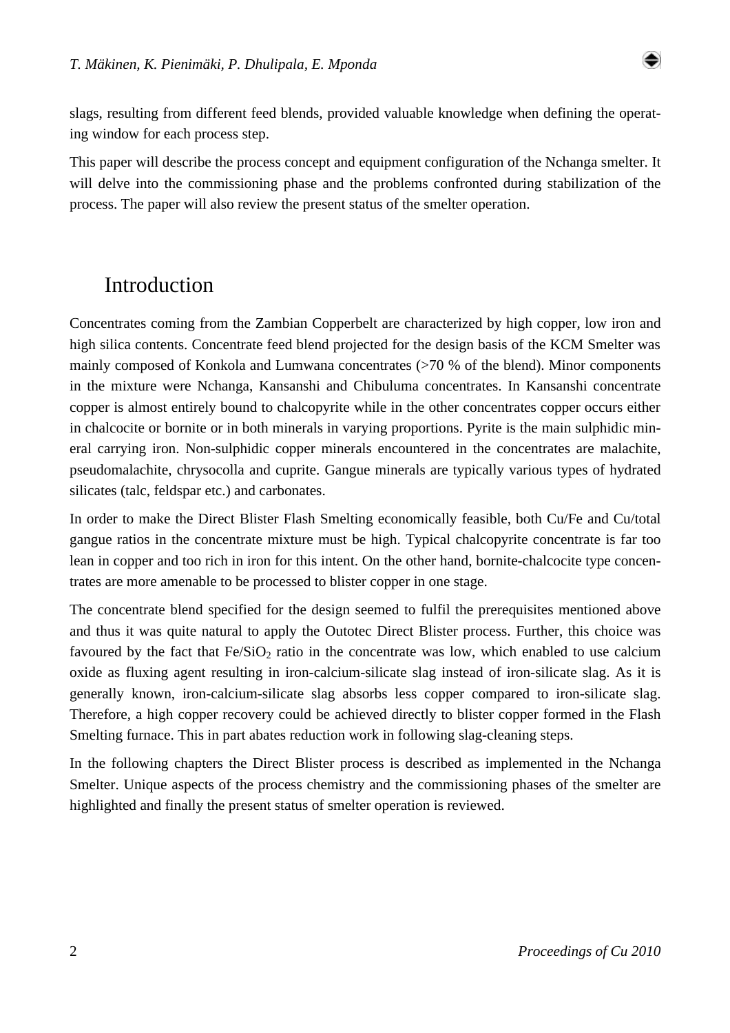slags, resulting from different feed blends, provided valuable knowledge when defining the operating window for each process step.

This paper will describe the process concept and equipment configuration of the Nchanga smelter. It will delve into the commissioning phase and the problems confronted during stabilization of the process. The paper will also review the present status of the smelter operation.

## Introduction

Concentrates coming from the Zambian Copperbelt are characterized by high copper, low iron and high silica contents. Concentrate feed blend projected for the design basis of the KCM Smelter was mainly composed of Konkola and Lumwana concentrates (>70 % of the blend). Minor components in the mixture were Nchanga, Kansanshi and Chibuluma concentrates. In Kansanshi concentrate copper is almost entirely bound to chalcopyrite while in the other concentrates copper occurs either in chalcocite or bornite or in both minerals in varying proportions. Pyrite is the main sulphidic mineral carrying iron. Non-sulphidic copper minerals encountered in the concentrates are malachite, pseudomalachite, chrysocolla and cuprite. Gangue minerals are typically various types of hydrated silicates (talc, feldspar etc.) and carbonates.

In order to make the Direct Blister Flash Smelting economically feasible, both Cu/Fe and Cu/total gangue ratios in the concentrate mixture must be high. Typical chalcopyrite concentrate is far too lean in copper and too rich in iron for this intent. On the other hand, bornite-chalcocite type concentrates are more amenable to be processed to blister copper in one stage.

The concentrate blend specified for the design seemed to fulfil the prerequisites mentioned above and thus it was quite natural to apply the Outotec Direct Blister process. Further, this choice was favoured by the fact that $Fe/SiO_2$ ratio in the concentrate was low, which enabled to use calcium oxide as fluxing agent resulting in iron-calcium-silicate slag instead of iron-silicate slag. As it is generally known, iron-calcium-silicate slag absorbs less copper compared to iron-silicate slag. Therefore, a high copper recovery could be achieved directly to blister copper formed in the Flash Smelting furnace. This in part abates reduction work in following slag-cleaning steps.

In the following chapters the Direct Blister process is described as implemented in the Nchanga Smelter. Unique aspects of the process chemistry and the commissioning phases of the smelter are highlighted and finally the present status of smelter operation is reviewed.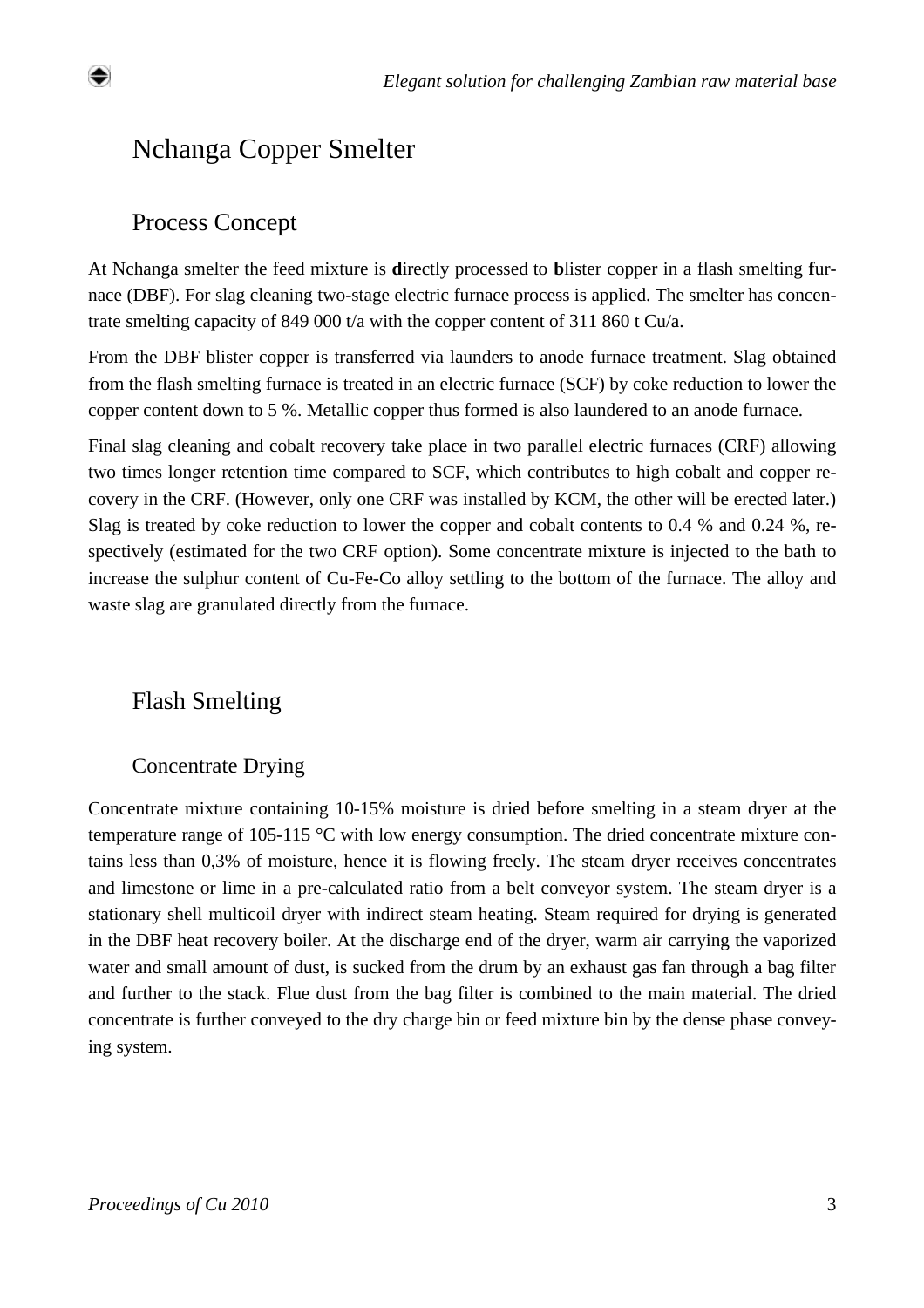## Nchanga Copper Smelter

### Process Concept

At Nchanga smelter the feed mixture is **d**irectly processed to **b**lister copper in a flash smelting **f**urnace (DBF). For slag cleaning two-stage electric furnace process is applied. The smelter has concentrate smelting capacity of 849 000 t/a with the copper content of 311 860 t Cu/a.

From the DBF blister copper is transferred via launders to anode furnace treatment. Slag obtained from the flash smelting furnace is treated in an electric furnace (SCF) by coke reduction to lower the copper content down to 5 %. Metallic copper thus formed is also laundered to an anode furnace.

Final slag cleaning and cobalt recovery take place in two parallel electric furnaces (CRF) allowing two times longer retention time compared to SCF, which contributes to high cobalt and copper recovery in the CRF. (However, only one CRF was installed by KCM, the other will be erected later.) Slag is treated by coke reduction to lower the copper and cobalt contents to 0.4 % and 0.24 %, respectively (estimated for the two CRF option). Some concentrate mixture is injected to the bath to increase the sulphur content of Cu-Fe-Co alloy settling to the bottom of the furnace. The alloy and waste slag are granulated directly from the furnace.

## Flash Smelting

### Concentrate Drying

Concentrate mixture containing 10-15% moisture is dried before smelting in a steam dryer at the temperature range of 105-115 °C with low energy consumption. The dried concentrate mixture contains less than 0,3% of moisture, hence it is flowing freely. The steam dryer receives concentrates and limestone or lime in a pre-calculated ratio from a belt conveyor system. The steam dryer is a stationary shell multicoil dryer with indirect steam heating. Steam required for drying is generated in the DBF heat recovery boiler. At the discharge end of the dryer, warm air carrying the vaporized water and small amount of dust, is sucked from the drum by an exhaust gas fan through a bag filter and further to the stack. Flue dust from the bag filter is combined to the main material. The dried concentrate is further conveyed to the dry charge bin or feed mixture bin by the dense phase conveying system.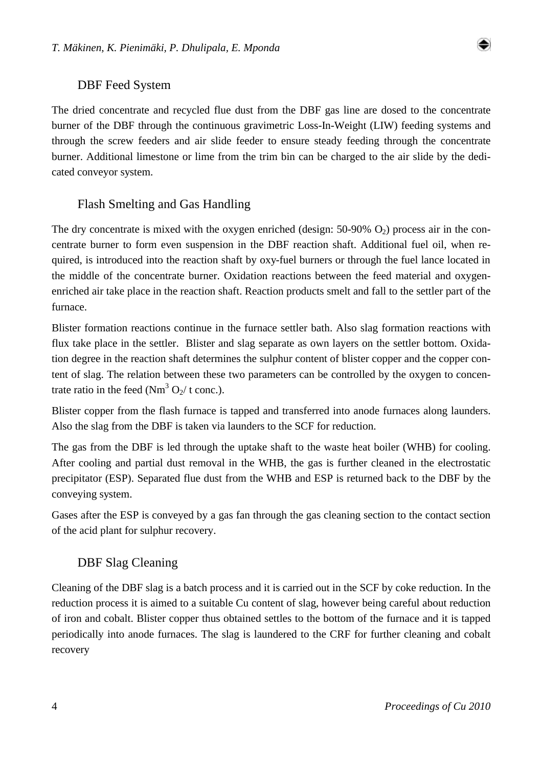### DBF Feed System

The dried concentrate and recycled flue dust from the DBF gas line are dosed to the concentrate burner of the DBF through the continuous gravimetric Loss-In-Weight (LIW) feeding systems and through the screw feeders and air slide feeder to ensure steady feeding through the concentrate burner. Additional limestone or lime from the trim bin can be charged to the air slide by the dedicated conveyor system.

### Flash Smelting and Gas Handling

The dry concentrate is mixed with the oxygen enriched (design: 50-90% $O_2$) process air in the concentrate burner to form even suspension in the DBF reaction shaft. Additional fuel oil, when required, is introduced into the reaction shaft by oxy-fuel burners or through the fuel lance located in the middle of the concentrate burner. Oxidation reactions between the feed material and oxygen-enriched air take place in the reaction shaft. Reaction products smelt and fall to the settler part of the furnace.

Blister formation reactions continue in the furnace settler bath. Also slag formation reactions with flux take place in the settler. Blister and slag separate as own layers on the settler bottom. Oxidation degree in the reaction shaft determines the sulphur content of blister copper and the copper content of slag. The relation between these two parameters can be controlled by the oxygen to concentrate ratio in the feed ($Nm^3$ $O_2$/ t conc.).

Blister copper from the flash furnace is tapped and transferred into anode furnaces along launders. Also the slag from the DBF is taken via launders to the SCF for reduction.

The gas from the DBF is led through the uptake shaft to the waste heat boiler (WHB) for cooling. After cooling and partial dust removal in the WHB, the gas is further cleaned in the electrostatic precipitator (ESP). Separated flue dust from the WHB and ESP is returned back to the DBF by the conveying system.

Gases after the ESP is conveyed by a gas fan through the gas cleaning section to the contact section of the acid plant for sulphur recovery.

### DBF Slag Cleaning

Cleaning of the DBF slag is a batch process and it is carried out in the SCF by coke reduction. In the reduction process it is aimed to a suitable Cu content of slag, however being careful about reduction of iron and cobalt. Blister copper thus obtained settles to the bottom of the furnace and it is tapped periodically into anode furnaces. The slag is laundered to the CRF for further cleaning and cobalt recovery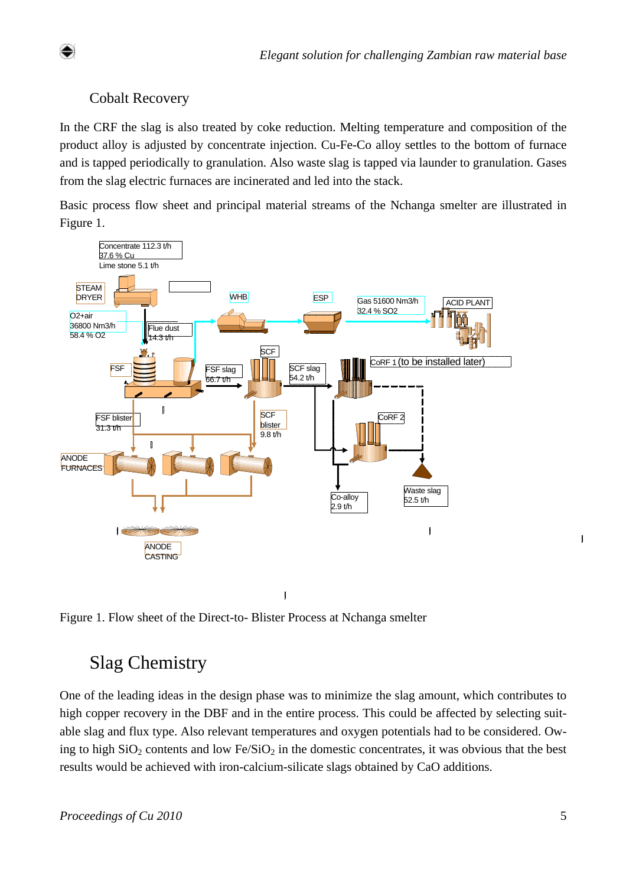## Cobalt Recovery

In the CRF the slag is also treated by coke reduction. Melting temperature and composition of the product alloy is adjusted by concentrate injection. Cu-Fe-Co alloy settles to the bottom of furnace and is tapped periodically to granulation. Also waste slag is tapped via launder to granulation. Gases from the slag electric furnaces are incinerated and led into the stack.

Basic process flow sheet and principal material streams of the Nchanga smelter are illustrated in Figure 1.

Figure 1. Flow sheet of the Direct-to- Blister Process at Nchanga smelter

## Slag Chemistry

One of the leading ideas in the design phase was to minimize the slag amount, which contributes to high copper recovery in the DBF and in the entire process. This could be affected by selecting suitable slag and flux type. Also relevant temperatures and oxygen potentials had to be considered. Owing to high $SiO_2$ contents and low $Fe/SiO_2$ in the domestic concentrates, it was obvious that the best results would be achieved with iron-calcium-silicate slags obtained by CaO additions.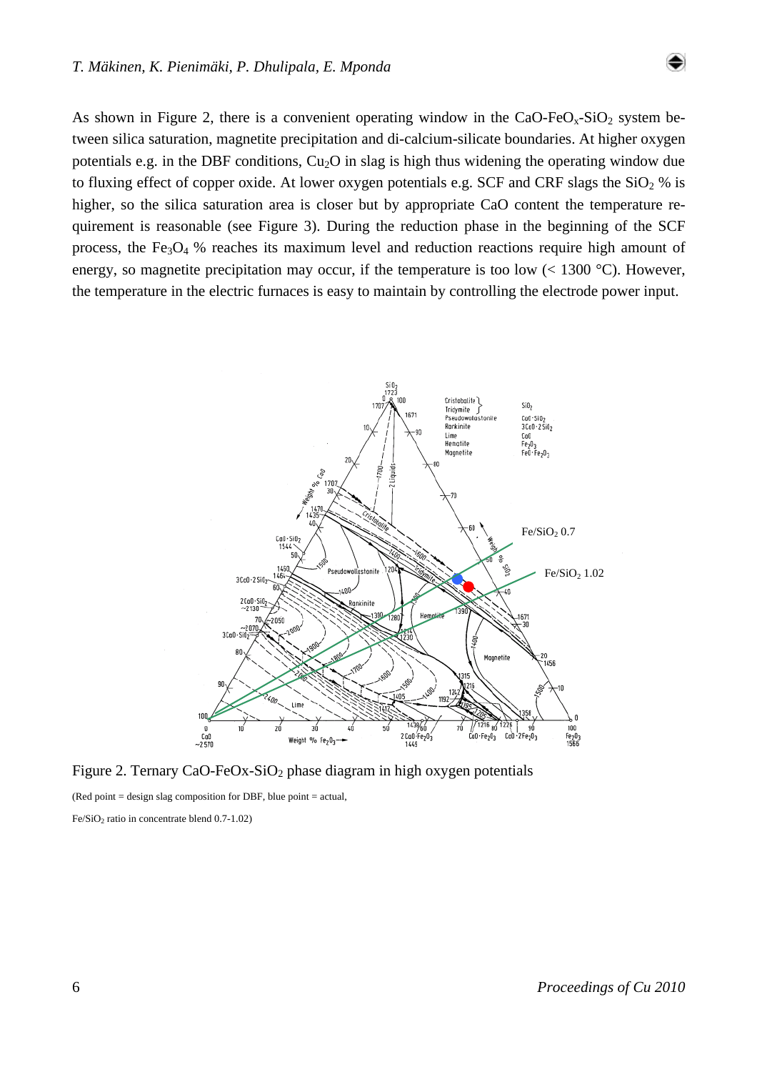As shown in Figure 2, there is a convenient operating window in the $CaO$-$FeO_x$-$SiO_2$ system between silica saturation, magnetite precipitation and di-calcium-silicate boundaries. At higher oxygen potentials e.g. in the DBF conditions, $Cu_2O$ in slag is high thus widening the operating window due to fluxing effect of copper oxide. At lower oxygen potentials e.g. SCF and CRF slags the $SiO_2$ % is higher, so the silica saturation area is closer but by appropriate CaO content the temperature requirement is reasonable (see Figure 3). During the reduction phase in the beginning of the SCF process, the $Fe_3O_4$ % reaches its maximum level and reduction reactions require high amount of energy, so magnetite precipitation may occur, if the temperature is too low (< 1300 °C). However, the temperature in the electric furnaces is easy to maintain by controlling the electrode power input.

Figure 2. Ternary $CaO$-$FeO_x$-$SiO_2$ phase diagram in high oxygen potentials

(Red point = design slag composition for DBF, blue point = actual,

$Fe/SiO_2$ ratio in concentrate blend 0.7-1.02)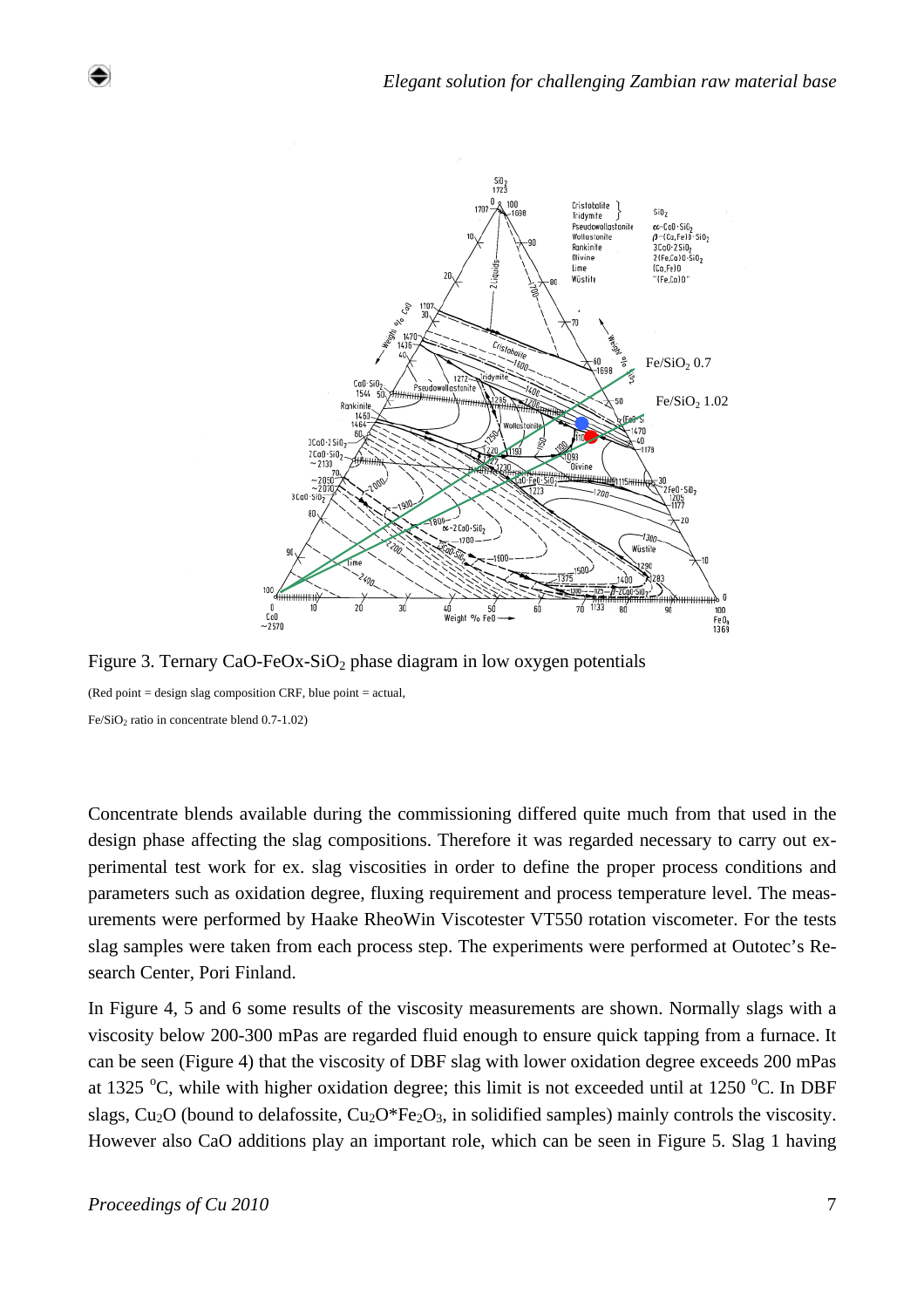Figure 3. Ternary CaO-FeOx-$SiO_2$ phase diagram in low oxygen potentials

(Red point = design slag composition CRF, blue point = actual,

Fe/$SiO_2$ ratio in concentrate blend 0.7-1.02)

Concentrate blends available during the commissioning differed quite much from that used in the design phase affecting the slag compositions. Therefore it was regarded necessary to carry out experimental test work for ex. slag viscosities in order to define the proper process conditions and parameters such as oxidation degree, fluxing requirement and process temperature level. The measurements were performed by Haake RheoWin Viscotester VT550 rotation viscometer. For the tests slag samples were taken from each process step. The experiments were performed at Outotec's Research Center, Pori Finland.

In Figure 4, 5 and 6 some results of the viscosity measurements are shown. Normally slags with a viscosity below 200-300 mPas are regarded fluid enough to ensure quick tapping from a furnace. It can be seen (Figure 4) that the viscosity of DBF slag with lower oxidation degree exceeds 200 mPas at 1325 °C, while with higher oxidation degree; this limit is not exceeded until at 1250 °C. In DBF slags, $Cu_2O$ (bound to delafossite, $Cu_2O$*$Fe_2O_3$, in solidified samples) mainly controls the viscosity. However also CaO additions play an important role, which can be seen in Figure 5. Slag 1 having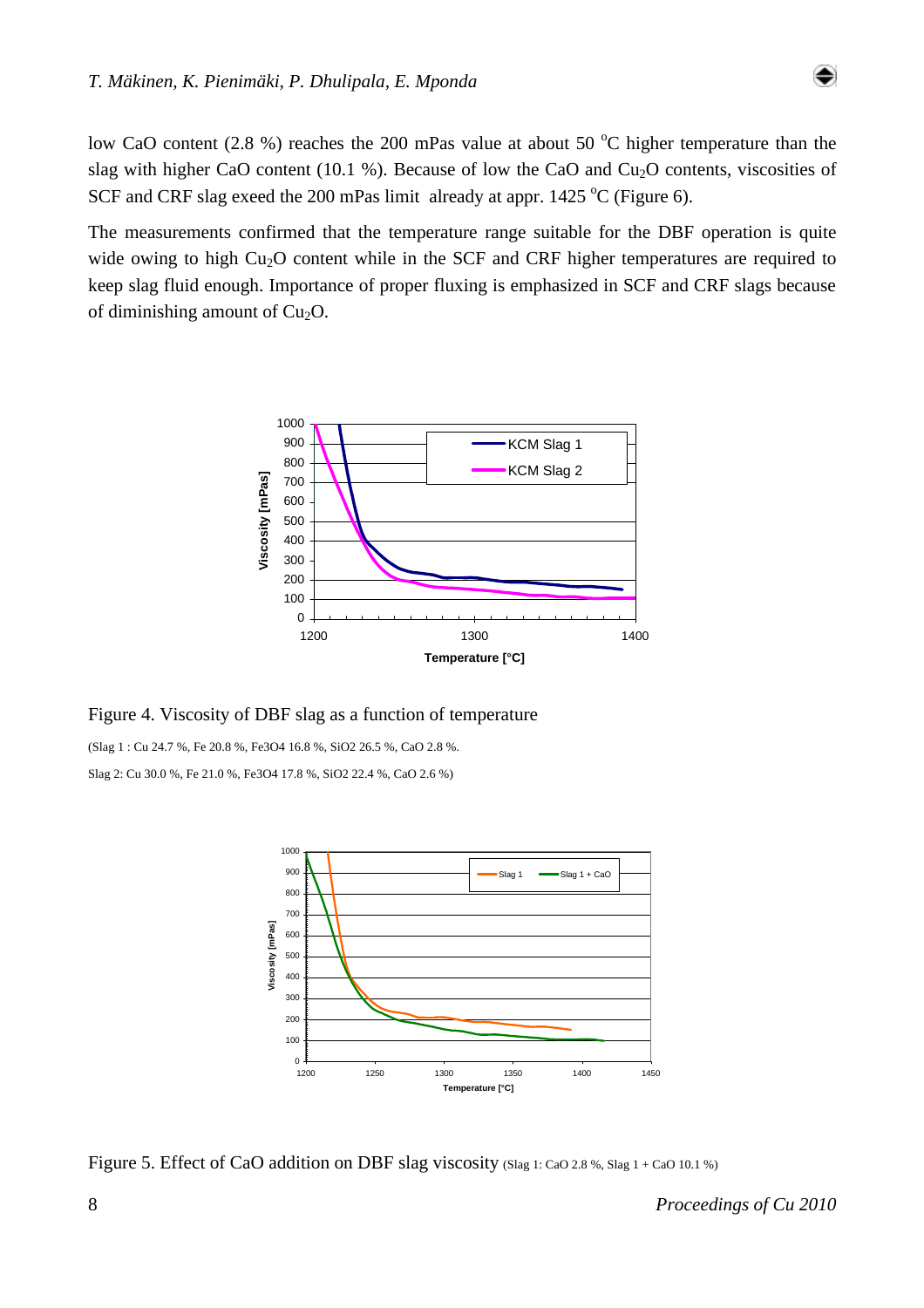low CaO content (2.8 %) reaches the 200 mPas value at about 50 °C higher temperature than the slag with higher CaO content (10.1 %). Because of low the CaO and $Cu_2O$ contents, viscosities of SCF and CRF slag exeed the 200 mPas limit already at appr. 1425 °C (Figure 6).

The measurements confirmed that the temperature range suitable for the DBF operation is quite wide owing to high $Cu_2O$ content while in the SCF and CRF higher temperatures are required to keep slag fluid enough. Importance of proper fluxing is emphasized in SCF and CRF slags because of diminishing amount of $Cu_2O$.

Figure 4. Viscosity of DBF slag as a function of temperature

(Slag 1 : Cu 24.7 %, Fe 20.8 %, Fe3O4 16.8 %, SiO2 26.5 %, CaO 2.8 %.

Slag 2: Cu 30.0 %, Fe 21.0 %, Fe3O4 17.8 %, SiO2 22.4 %, CaO 2.6 %)

Figure 5. Effect of CaO addition on DBF slag viscosity (Slag 1: CaO 2.8 %, Slag 1 + CaO 10.1 %)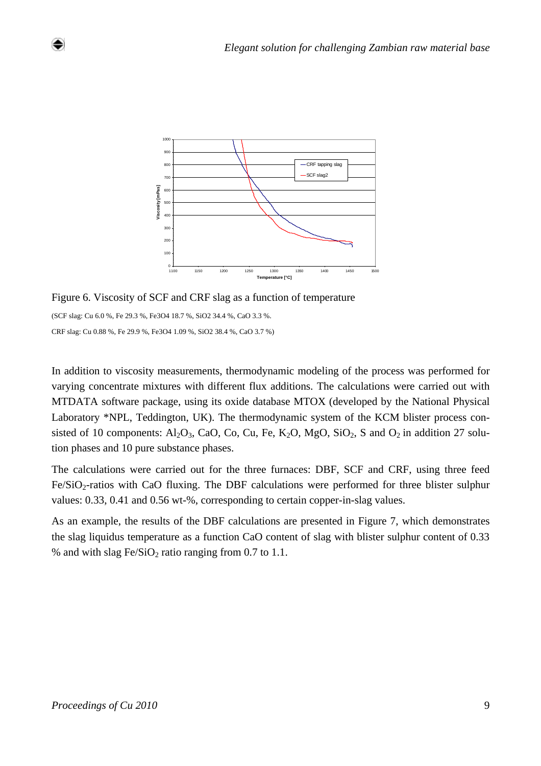Figure 6. Viscosity of SCF and CRF slag as a function of temperature

(SCF slag: Cu 6.0 %, Fe 29.3 %, $Fe_3O_4$ 18.7 %, $SiO_2$ 34.4 %, CaO 3.3 %.

CRF slag: Cu 0.88 %, Fe 29.9 %, $Fe_3O_4$ 1.09 %, $SiO_2$ 38.4 %, CaO 3.7 %)

In addition to viscosity measurements, thermodynamic modeling of the process was performed for varying concentrate mixtures with different flux additions. The calculations were carried out with MTDATA software package, using its oxide database MTOX (developed by the National Physical Laboratory *NPL, Teddington, UK). The thermodynamic system of the KCM blister process consisted of 10 components: $Al_2O_3$, CaO, Co, Cu, Fe, $K_2O$, MgO, $SiO_2$, S and $O_2$ in addition 27 solution phases and 10 pure substance phases.

The calculations were carried out for the three furnaces: DBF, SCF and CRF, using three feed $Fe/SiO_2$-ratios with CaO fluxing. The DBF calculations were performed for three blister sulphur values: 0.33, 0.41 and 0.56 wt-%, corresponding to certain copper-in-slag values.

As an example, the results of the DBF calculations are presented in Figure 7, which demonstrates the slag liquidus temperature as a function CaO content of slag with blister sulphur content of 0.33 % and with slag $Fe/SiO_2$ ratio ranging from 0.7 to 1.1.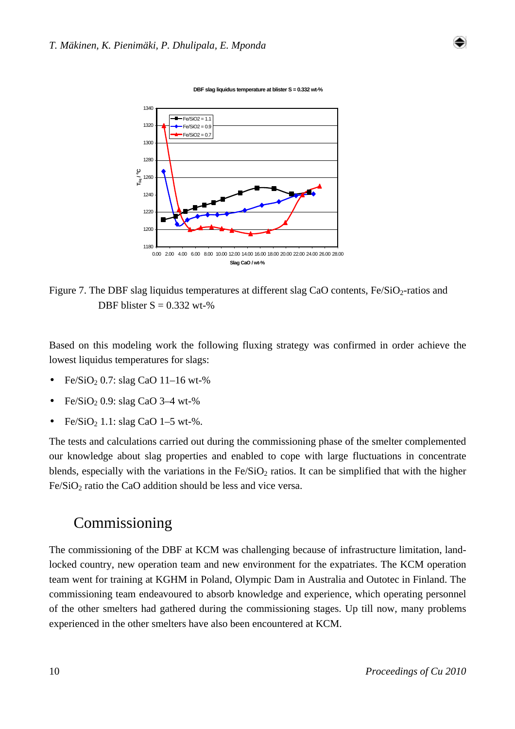Figure 7. The DBF slag liquidus temperatures at different slag CaO contents, $Fe/SiO_2$-ratios and DBF blister S = 0.332 wt-%

Based on this modeling work the following fluxing strategy was confirmed in order achieve the lowest liquidus temperatures for slags:

- $Fe/SiO_2$ 0.7: slag CaO 11–16 wt-%
- $Fe/SiO_2$ 0.9: slag CaO 3–4 wt-%
- $Fe/SiO_2$ 1.1: slag CaO 1–5 wt-%.

The tests and calculations carried out during the commissioning phase of the smelter complemented our knowledge about slag properties and enabled to cope with large fluctuations in concentrate blends, especially with the variations in the $Fe/SiO_2$ ratios. It can be simplified that with the higher $Fe/SiO_2$ ratio the CaO addition should be less and vice versa.

## Commissioning

The commissioning of the DBF at KCM was challenging because of infrastructure limitation, land-locked country, new operation team and new environment for the expatriates. The KCM operation team went for training at KGHM in Poland, Olympic Dam in Australia and Outotec in Finland. The commissioning team endeavoured to absorb knowledge and experience, which operating personnel of the other smelters had gathered during the commissioning stages. Up till now, many problems experienced in the other smelters have also been encountered at KCM.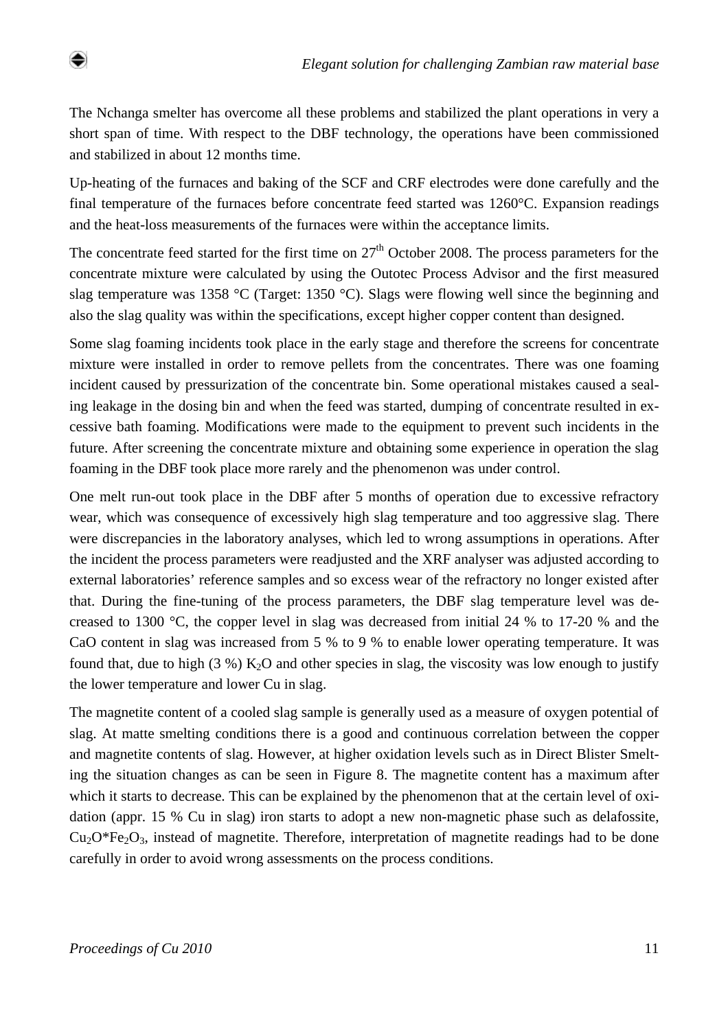The Nchanga smelter has overcome all these problems and stabilized the plant operations in very a short span of time. With respect to the DBF technology, the operations have been commissioned and stabilized in about 12 months time.

Up-heating of the furnaces and baking of the SCF and CRF electrodes were done carefully and the final temperature of the furnaces before concentrate feed started was 1260°C. Expansion readings and the heat-loss measurements of the furnaces were within the acceptance limits.

The concentrate feed started for the first time on 27th October 2008. The process parameters for the concentrate mixture were calculated by using the Outotec Process Advisor and the first measured slag temperature was 1358 °C (Target: 1350 °C). Slags were flowing well since the beginning and also the slag quality was within the specifications, except higher copper content than designed.

Some slag foaming incidents took place in the early stage and therefore the screens for concentrate mixture were installed in order to remove pellets from the concentrates. There was one foaming incident caused by pressurization of the concentrate bin. Some operational mistakes caused a sealing leakage in the dosing bin and when the feed was started, dumping of concentrate resulted in excessive bath foaming. Modifications were made to the equipment to prevent such incidents in the future. After screening the concentrate mixture and obtaining some experience in operation the slag foaming in the DBF took place more rarely and the phenomenon was under control.

One melt run-out took place in the DBF after 5 months of operation due to excessive refractory wear, which was consequence of excessively high slag temperature and too aggressive slag. There were discrepancies in the laboratory analyses, which led to wrong assumptions in operations. After the incident the process parameters were readjusted and the XRF analyser was adjusted according to external laboratories' reference samples and so excess wear of the refractory no longer existed after that. During the fine-tuning of the process parameters, the DBF slag temperature level was decreased to 1300 °C, the copper level in slag was decreased from initial 24 % to 17-20 % and the CaO content in slag was increased from 5 % to 9 % to enable lower operating temperature. It was found that, due to high (3 %) $K_2O$ and other species in slag, the viscosity was low enough to justify the lower temperature and lower Cu in slag.

The magnetite content of a cooled slag sample is generally used as a measure of oxygen potential of slag. At matte smelting conditions there is a good and continuous correlation between the copper and magnetite contents of slag. However, at higher oxidation levels such as in Direct Blister Smelting the situation changes as can be seen in Figure 8. The magnetite content has a maximum after which it starts to decrease. This can be explained by the phenomenon that at the certain level of oxidation (appr. 15 % Cu in slag) iron starts to adopt a new non-magnetic phase such as delafossite, $Cu_2O{*}Fe_2O_3$, instead of magnetite. Therefore, interpretation of magnetite readings had to be done carefully in order to avoid wrong assessments on the process conditions.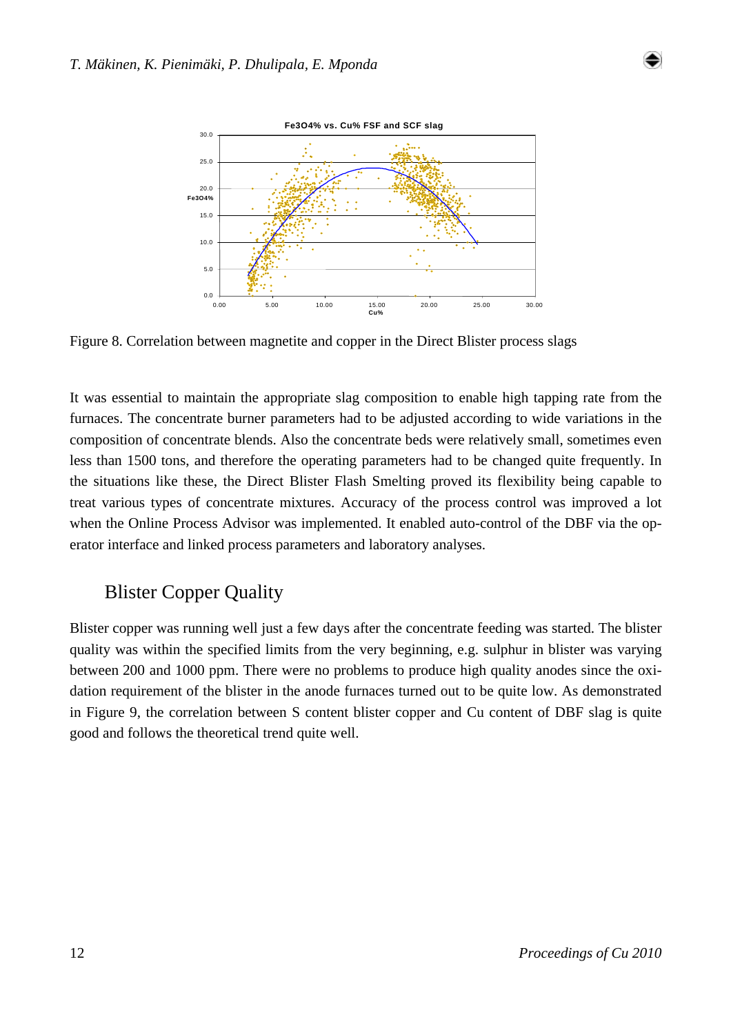Figure 8. Correlation between magnetite and copper in the Direct Blister process slags

It was essential to maintain the appropriate slag composition to enable high tapping rate from the furnaces. The concentrate burner parameters had to be adjusted according to wide variations in the composition of concentrate blends. Also the concentrate beds were relatively small, sometimes even less than 1500 tons, and therefore the operating parameters had to be changed quite frequently. In the situations like these, the Direct Blister Flash Smelting proved its flexibility being capable to treat various types of concentrate mixtures. Accuracy of the process control was improved a lot when the Online Process Advisor was implemented. It enabled auto-control of the DBF via the operator interface and linked process parameters and laboratory analyses.

## Blister Copper Quality

Blister copper was running well just a few days after the concentrate feeding was started. The blister quality was within the specified limits from the very beginning, e.g. sulphur in blister was varying between 200 and 1000 ppm. There were no problems to produce high quality anodes since the oxidation requirement of the blister in the anode furnaces turned out to be quite low. As demonstrated in Figure 9, the correlation between S content blister copper and Cu content of DBF slag is quite good and follows the theoretical trend quite well.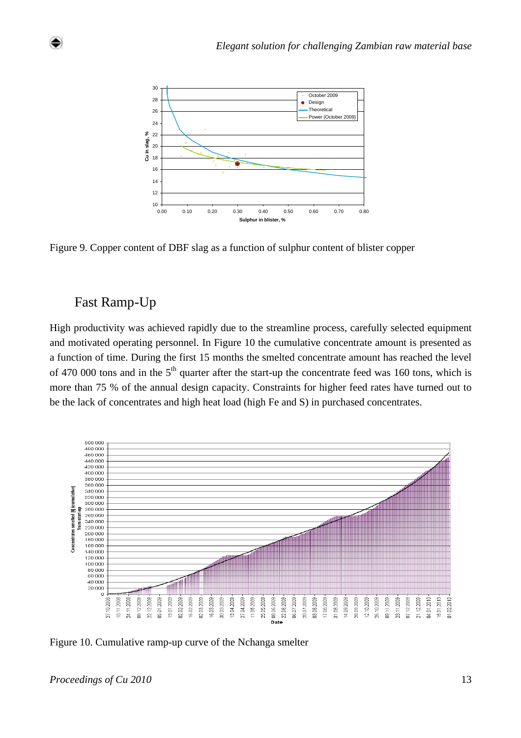Figure 9. Copper content of DBF slag as a function of sulphur content of blister copper

## Fast Ramp-Up

High productivity was achieved rapidly due to the streamline process, carefully selected equipment and motivated operating personnel. In Figure 10 the cumulative concentrate amount is presented as a function of time. During the first 15 months the smelted concentrate amount has reached the level of 470 000 tons and in the 5th quarter after the start-up the concentrate feed was 160 tons, which is more than 75 % of the annual design capacity. Constraints for higher feed rates have turned out to be the lack of concentrates and high heat load (high Fe and S) in purchased concentrates.

Figure 10. Cumulative ramp-up curve of the Nchanga smelter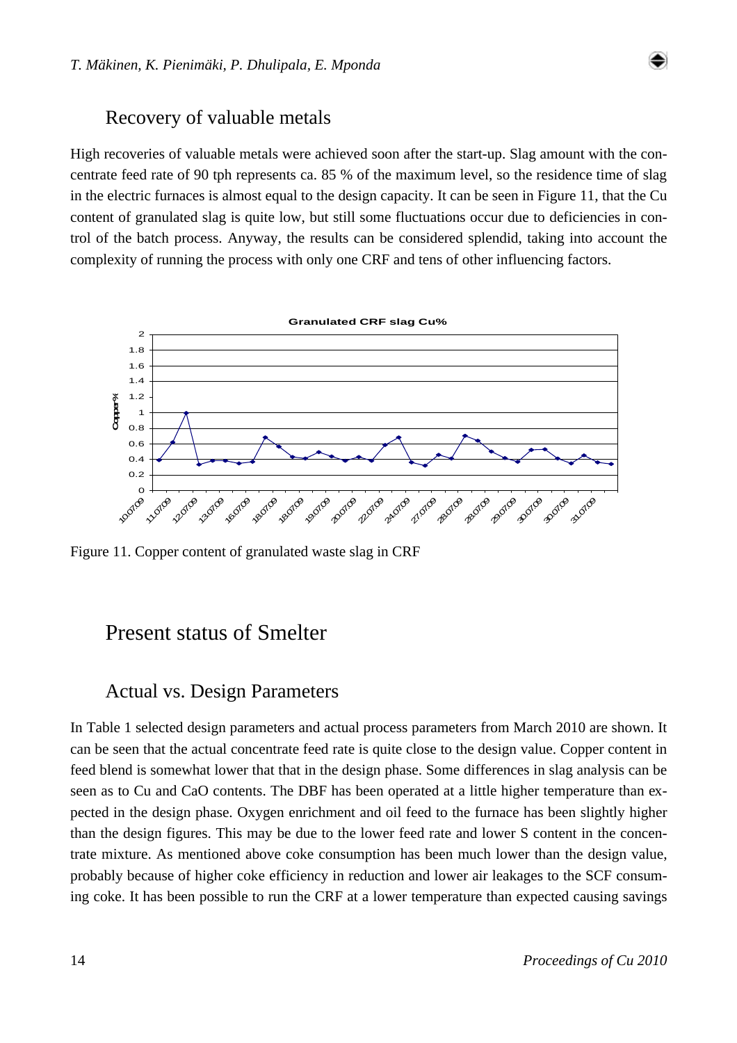## Recovery of valuable metals

High recoveries of valuable metals were achieved soon after the start-up. Slag amount with the concentrate feed rate of 90 tph represents ca. 85 % of the maximum level, so the residence time of slag in the electric furnaces is almost equal to the design capacity. It can be seen in Figure 11, that the Cu content of granulated slag is quite low, but still some fluctuations occur due to deficiencies in control of the batch process. Anyway, the results can be considered splendid, taking into account the complexity of running the process with only one CRF and tens of other influencing factors.

Figure 11. Copper content of granulated waste slag in CRF

# Present status of Smelter

## Actual vs. Design Parameters

In Table 1 selected design parameters and actual process parameters from March 2010 are shown. It can be seen that the actual concentrate feed rate is quite close to the design value. Copper content in feed blend is somewhat lower that that in the design phase. Some differences in slag analysis can be seen as to Cu and CaO contents. The DBF has been operated at a little higher temperature than expected in the design phase. Oxygen enrichment and oil feed to the furnace has been slightly higher than the design figures. This may be due to the lower feed rate and lower S content in the concentrate mixture. As mentioned above coke consumption has been much lower than the design value, probably because of higher coke efficiency in reduction and lower air leakages to the SCF consuming coke. It has been possible to run the CRF at a lower temperature than expected causing savings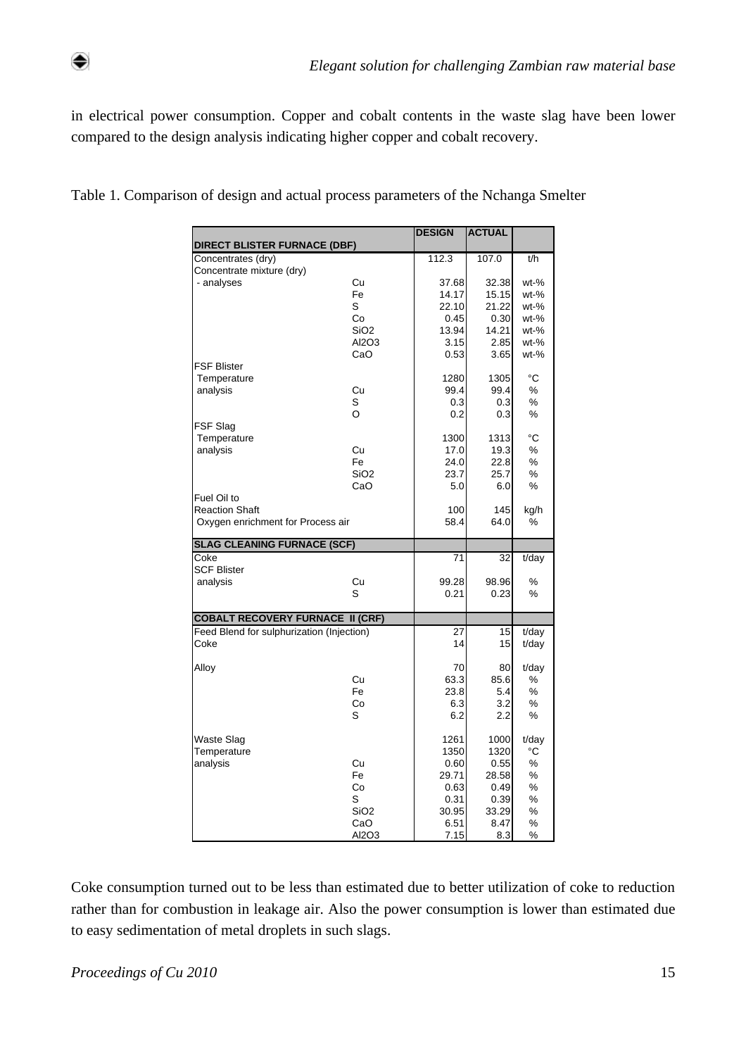in electrical power consumption. Copper and cobalt contents in the waste slag have been lower compared to the design analysis indicating higher copper and cobalt recovery.

Table 1. Comparison of design and actual process parameters of the Nchanga Smelter

| | | DESIGN | ACTUAL | |
|---|---|---|---|---|
| **DIRECT BLISTER FURNACE (DBF)** | | | | |
| Concentrates (dry) | | 112.3 | 107.0 | t/h |
| Concentrate mixture (dry) | | | | |
| - analyses | Cu | 37.68 | 32.38 | wt-% |
| | Fe | 14.17 | 15.15 | wt-% |
| | S | 22.10 | 21.22 | wt-% |
| | Co | 0.45 | 0.30 | wt-% |
| | $SiO_2$ | 13.94 | 14.21 | wt-% |
| | $Al_2O_3$ | 3.15 | 2.85 | wt-% |
| | CaO | 0.53 | 3.65 | wt-% |
| FSF Blister | | | | |
| Temperature | | 1280 | 1305 | °C |
| analysis | Cu | 99.4 | 99.4 | % |
| | S | 0.3 | 0.3 | % |
| | O | 0.2 | 0.3 | % |
| FSF Slag | | | | |
| Temperature | | 1300 | 1313 | °C |
| analysis | Cu | 17.0 | 19.3 | % |
| | Fe | 24.0 | 22.8 | % |
| | $SiO_2$ | 23.7 | 25.7 | % |
| | CaO | 5.0 | 6.0 | % |
| Fuel Oil to | | | | |
| Reaction Shaft | | 100 | 145 | kg/h |
| Oxygen enrichment for Process air | | 58.4 | 64.0 | % |
| **SLAG CLEANING FURNACE (SCF)** | | | | |
| Coke | | 71 | 32 | t/day |
| SCF Blister | | | | |
| analysis | Cu | 99.28 | 98.96 | % |
| | S | 0.21 | 0.23 | % |
| **COBALT RECOVERY FURNACE II (CRF)** | | | | |
| Feed Blend for sulphurization (Injection) | | 27 | 15 | t/day |
| Coke | | 14 | 15 | t/day |
| Alloy | | 70 | 80 | t/day |
| | Cu | 63.3 | 85.6 | % |
| | Fe | 23.8 | 5.4 | % |
| | Co | 6.3 | 3.2 | % |
| | S | 6.2 | 2.2 | % |
| Waste Slag | | 1261 | 1000 | t/day |
| Temperature | | 1350 | 1320 | °C |
| analysis | Cu | 0.60 | 0.55 | % |
| | Fe | 29.71 | 28.58 | % |
| | Co | 0.63 | 0.49 | % |
| | S | 0.31 | 0.39 | % |
| | $SiO_2$ | 30.95 | 33.29 | % |
| | CaO | 6.51 | 8.47 | % |
| | $Al_2O_3$ | 7.15 | 8.3 | % |

Coke consumption turned out to be less than estimated due to better utilization of coke to reduction rather than for combustion in leakage air. Also the power consumption is lower than estimated due to easy sedimentation of metal droplets in such slags.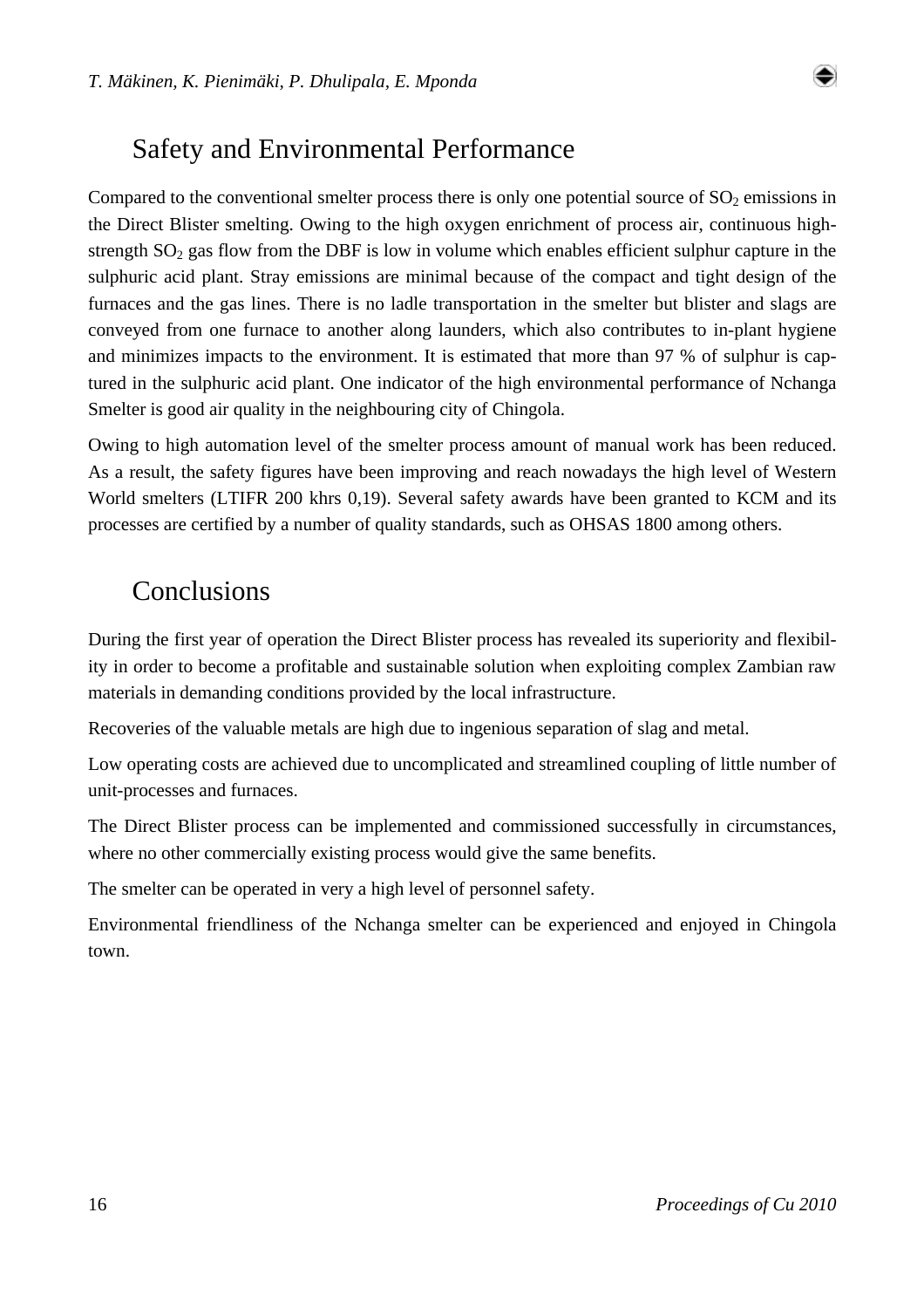## Safety and Environmental Performance

Compared to the conventional smelter process there is only one potential source of $SO_2$ emissions in the Direct Blister smelting. Owing to the high oxygen enrichment of process air, continuous high-strength $SO_2$ gas flow from the DBF is low in volume which enables efficient sulphur capture in the sulphuric acid plant. Stray emissions are minimal because of the compact and tight design of the furnaces and the gas lines. There is no ladle transportation in the smelter but blister and slags are conveyed from one furnace to another along launders, which also contributes to in-plant hygiene and minimizes impacts to the environment. It is estimated that more than 97 % of sulphur is captured in the sulphuric acid plant. One indicator of the high environmental performance of Nchanga Smelter is good air quality in the neighbouring city of Chingola.

Owing to high automation level of the smelter process amount of manual work has been reduced. As a result, the safety figures have been improving and reach nowadays the high level of Western World smelters (LTIFR 200 khrs 0,19). Several safety awards have been granted to KCM and its processes are certified by a number of quality standards, such as OHSAS 1800 among others.

## Conclusions

During the first year of operation the Direct Blister process has revealed its superiority and flexibility in order to become a profitable and sustainable solution when exploiting complex Zambian raw materials in demanding conditions provided by the local infrastructure.

Recoveries of the valuable metals are high due to ingenious separation of slag and metal.

Low operating costs are achieved due to uncomplicated and streamlined coupling of little number of unit-processes and furnaces.

The Direct Blister process can be implemented and commissioned successfully in circumstances, where no other commercially existing process would give the same benefits.

The smelter can be operated in very a high level of personnel safety.

Environmental friendliness of the Nchanga smelter can be experienced and enjoyed in Chingola town.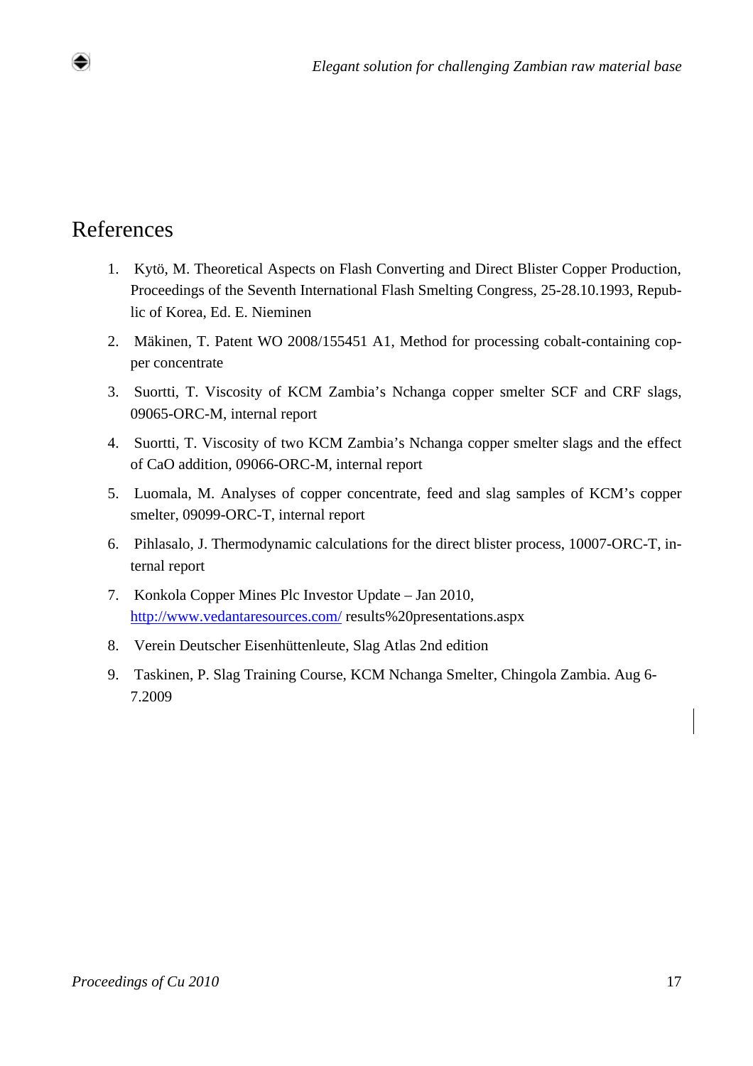# References

1. Kytö, M. Theoretical Aspects on Flash Converting and Direct Blister Copper Production, Proceedings of the Seventh International Flash Smelting Congress, 25-28.10.1993, Republic of Korea, Ed. E. Nieminen
2. Mäkinen, T. Patent WO 2008/155451 A1, Method for processing cobalt-containing copper concentrate
3. Suortti, T. Viscosity of KCM Zambia's Nchanga copper smelter SCF and CRF slags, 09065-ORC-M, internal report
4. Suortti, T. Viscosity of two KCM Zambia's Nchanga copper smelter slags and the effect of CaO addition, 09066-ORC-M, internal report
5. Luomala, M. Analyses of copper concentrate, feed and slag samples of KCM's copper smelter, 09099-ORC-T, internal report
6. Pihlasalo, J. Thermodynamic calculations for the direct blister process, 10007-ORC-T, internal report
7. Konkola Copper Mines Plc Investor Update – Jan 2010, [http://www.vedantaresources.com/](http://www.vedantaresources.com/) results%20presentations.aspx
8. Verein Deutscher Eisenhüttenleute, Slag Atlas 2nd edition
9. Taskinen, P. Slag Training Course, KCM Nchanga Smelter, Chingola Zambia. Aug 6-7.2009